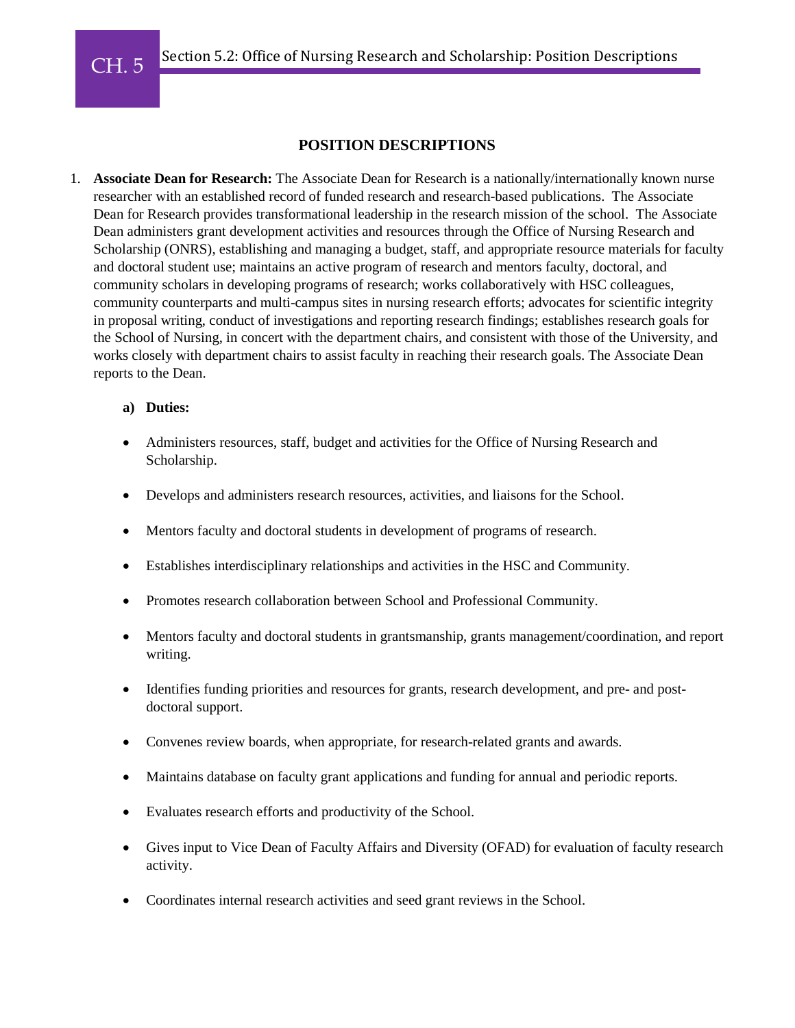# POSITION DESCRIPTIONS

1. **Associate Dean for Research:** The Associate Dean for Research is a nationally/internationally known nurse researcher with an established record of funded research and research-based publications. The Associate Dean for Research provides transformational leadership in the research mission of the school. The Associate Dean administers grant development activities and resources through the Office of Nursing Research and Scholarship (ONRS), establishing and managing a budget, staff, and appropriate resource materials for faculty and doctoral student use; maintains an active program of research and mentors faculty, doctoral, and community scholars in developing programs of research; works collaboratively with HSC colleagues, community counterparts and multi-campus sites in nursing research efforts; advocates for scientific integrity in proposal writing, conduct of investigations and reporting research findings; establishes research goals for the School of Nursing, in concert with the department chairs, and consistent with those of the University, and works closely with department chairs to assist faculty in reaching their research goals. The Associate Dean reports to the Dean.

   **a) Duties:**

   - Administers resources, staff, budget and activities for the Office of Nursing Research and Scholarship.
   - Develops and administers research resources, activities, and liaisons for the School.
   - Mentors faculty and doctoral students in development of programs of research.
   - Establishes interdisciplinary relationships and activities in the HSC and Community.
   - Promotes research collaboration between School and Professional Community.
   - Mentors faculty and doctoral students in grantsmanship, grants management/coordination, and report writing.
   - Identifies funding priorities and resources for grants, research development, and pre- and post-doctoral support.
   - Convenes review boards, when appropriate, for research-related grants and awards.
   - Maintains database on faculty grant applications and funding for annual and periodic reports.
   - Evaluates research efforts and productivity of the School.
   - Gives input to Vice Dean of Faculty Affairs and Diversity (OFAD) for evaluation of faculty research activity.
   - Coordinates internal research activities and seed grant reviews in the School.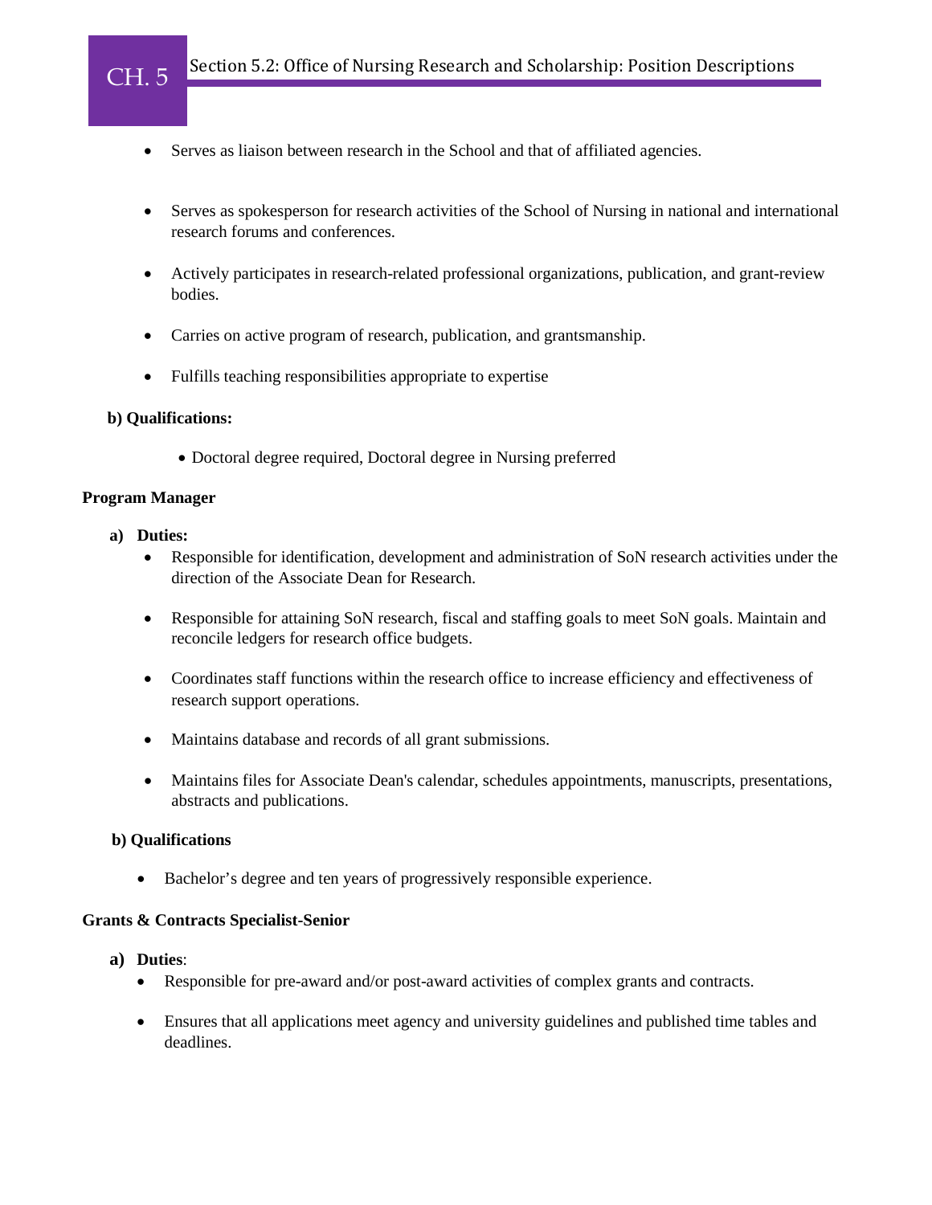- Serves as liaison between research in the School and that of affiliated agencies.
- Serves as spokesperson for research activities of the School of Nursing in national and international research forums and conferences.
- Actively participates in research-related professional organizations, publication, and grant-review bodies.
- Carries on active program of research, publication, and grantsmanship.
- Fulfills teaching responsibilities appropriate to expertise

**b) Qualifications:**

- Doctoral degree required, Doctoral degree in Nursing preferred

**Program Manager**

**a) Duties:**

- Responsible for identification, development and administration of SoN research activities under the direction of the Associate Dean for Research.
- Responsible for attaining SoN research, fiscal and staffing goals to meet SoN goals. Maintain and reconcile ledgers for research office budgets.
- Coordinates staff functions within the research office to increase efficiency and effectiveness of research support operations.
- Maintains database and records of all grant submissions.
- Maintains files for Associate Dean's calendar, schedules appointments, manuscripts, presentations, abstracts and publications.

**b) Qualifications**

- Bachelor's degree and ten years of progressively responsible experience.

**Grants & Contracts Specialist-Senior**

**a) Duties**:

- Responsible for pre-award and/or post-award activities of complex grants and contracts.
- Ensures that all applications meet agency and university guidelines and published time tables and deadlines.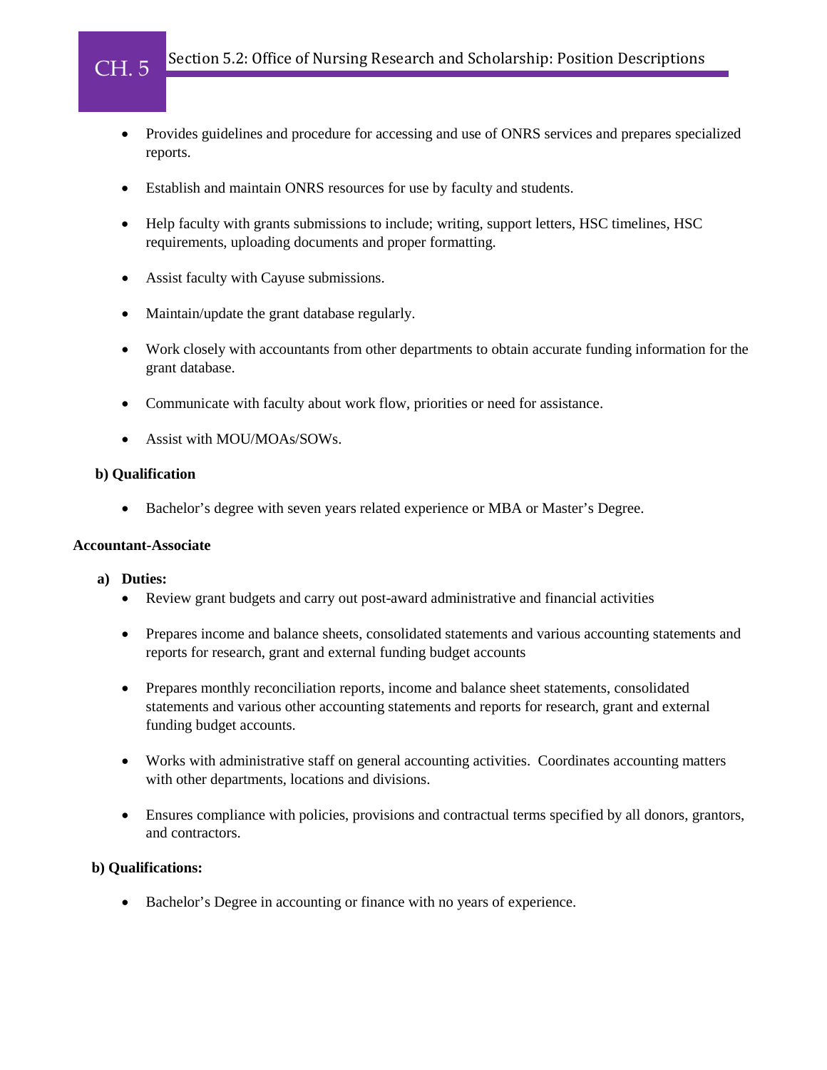- Provides guidelines and procedure for accessing and use of ONRS services and prepares specialized reports.
- Establish and maintain ONRS resources for use by faculty and students.
- Help faculty with grants submissions to include; writing, support letters, HSC timelines, HSC requirements, uploading documents and proper formatting.
- Assist faculty with Cayuse submissions.
- Maintain/update the grant database regularly.
- Work closely with accountants from other departments to obtain accurate funding information for the grant database.
- Communicate with faculty about work flow, priorities or need for assistance.
- Assist with MOU/MOAs/SOWs.

**b) Qualification**

- Bachelor's degree with seven years related experience or MBA or Master's Degree.

**Accountant-Associate**

**a) Duties:**

- Review grant budgets and carry out post-award administrative and financial activities
- Prepares income and balance sheets, consolidated statements and various accounting statements and reports for research, grant and external funding budget accounts
- Prepares monthly reconciliation reports, income and balance sheet statements, consolidated statements and various other accounting statements and reports for research, grant and external funding budget accounts.
- Works with administrative staff on general accounting activities. Coordinates accounting matters with other departments, locations and divisions.
- Ensures compliance with policies, provisions and contractual terms specified by all donors, grantors, and contractors.

**b) Qualifications:**

- Bachelor's Degree in accounting or finance with no years of experience.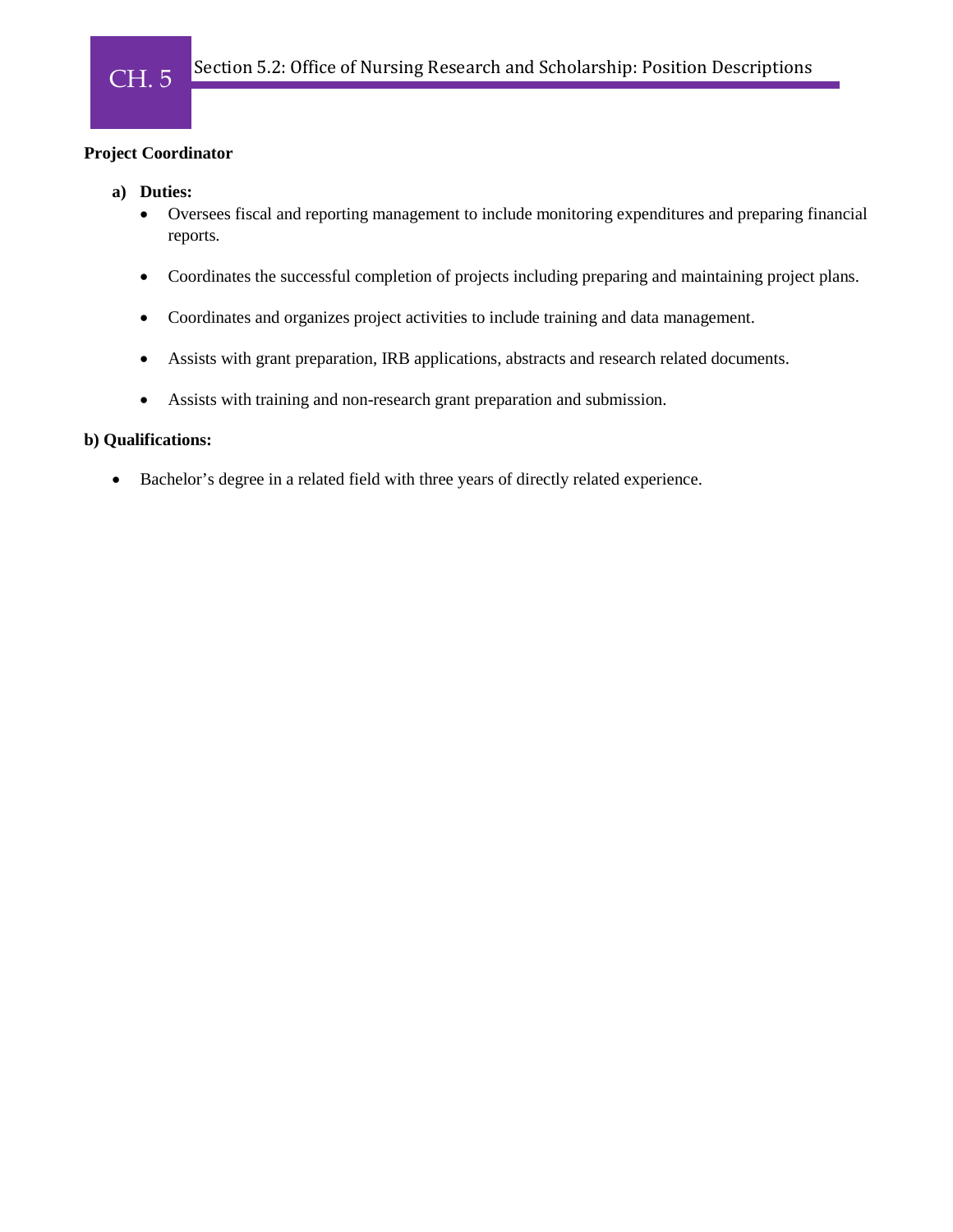**Project Coordinator**

**a) Duties:**

- Oversees fiscal and reporting management to include monitoring expenditures and preparing financial reports.
- Coordinates the successful completion of projects including preparing and maintaining project plans.
- Coordinates and organizes project activities to include training and data management.
- Assists with grant preparation, IRB applications, abstracts and research related documents.
- Assists with training and non-research grant preparation and submission.

**b) Qualifications:**

- Bachelor's degree in a related field with three years of directly related experience.